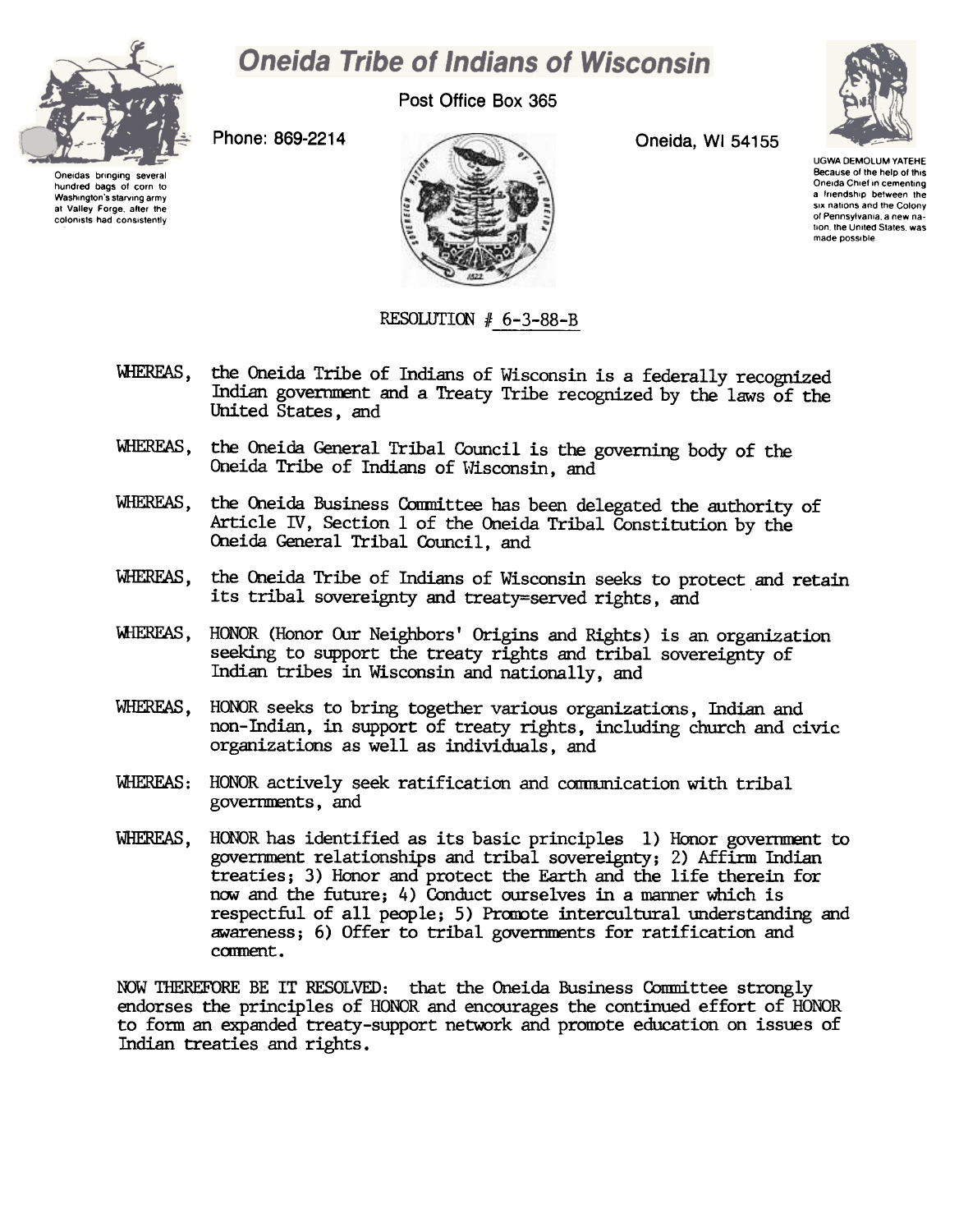# Oneida Tribe of Indians of Wisconsin

Post Office Box 365

Phone: 869-2214

Oneida, WI 54155

Oneidas bringing several hundred bags of corn to Washington's starving army at Valley Forge, after the colonists had consistently

UGWA DEMOLUM YATEHE
Because of the help of this Oneida Chief in cementing a friendship between the six nations and the Colony of Pennsylvania, a new nation, the United States, was made possible

RESOLUTION # 6-3-88-B

WHEREAS, the Oneida Tribe of Indians of Wisconsin is a federally recognized Indian government and a Treaty Tribe recognized by the laws of the United States, and

WHEREAS, the Oneida General Tribal Council is the governing body of the Oneida Tribe of Indians of Wisconsin, and

WHEREAS, the Oneida Business Committee has been delegated the authority of Article IV, Section 1 of the Oneida Tribal Constitution by the Oneida General Tribal Council, and

WHEREAS, the Oneida Tribe of Indians of Wisconsin seeks to protect and retain its tribal sovereignty and treaty=served rights, and

WHEREAS, HONOR (Honor Our Neighbors' Origins and Rights) is an organization seeking to support the treaty rights and tribal sovereignty of Indian tribes in Wisconsin and nationally, and

WHEREAS, HONOR seeks to bring together various organizations, Indian and non-Indian, in support of treaty rights, including church and civic organizations as well as individuals, and

WHEREAS: HONOR actively seek ratification and communication with tribal governments, and

WHEREAS, HONOR has identified as its basic principles 1) Honor government to government relationships and tribal sovereignty; 2) Affirm Indian treaties; 3) Honor and protect the Earth and the life therein for now and the future; 4) Conduct ourselves in a manner which is respectful of all people; 5) Promote intercultural understanding and awareness; 6) Offer to tribal governments for ratification and comment.

NOW THEREFORE BE IT RESOLVED: that the Oneida Business Committee strongly endorses the principles of HONOR and encourages the continued effort of HONOR to form an expanded treaty-support network and promote education on issues of Indian treaties and rights.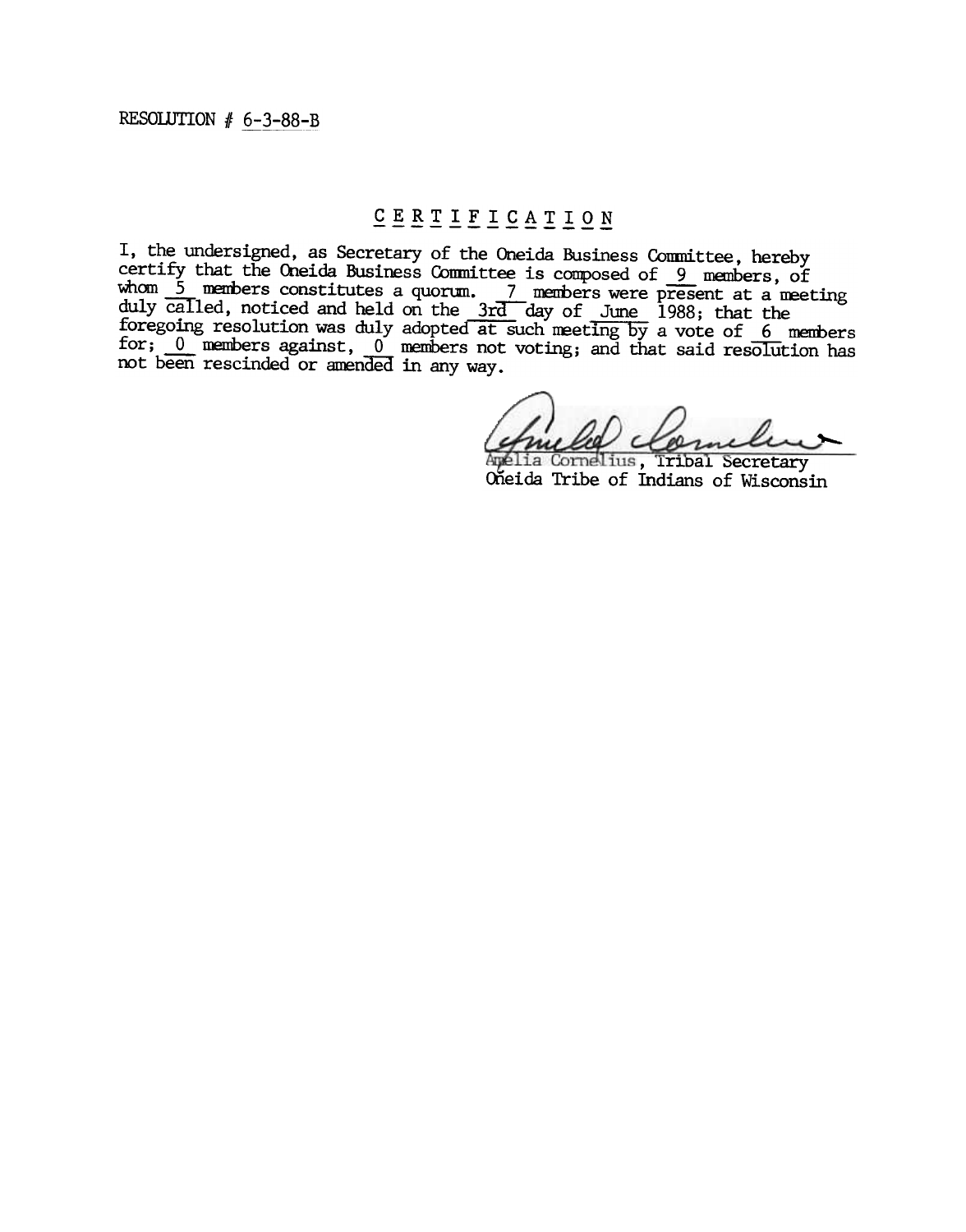RESOLUTION # 6-3-88-B

## CERTIFICATION

I, the undersigned, as Secretary of the Oneida Business Committee, hereby certify that the Oneida Business Committee is composed of 9 members, of whom 5 members constitutes a quorum. 7 members were present at a meeting duly called, noticed and held on the 3rd day of June 1988; that the foregoing resolution was duly adopted at such meeting by a vote of 6 members for; 0 members against, 0 members not voting; and that said resolution has not been rescinded or amended in any way.

Amelia Cornelius, Tribal Secretary
Oneida Tribe of Indians of Wisconsin